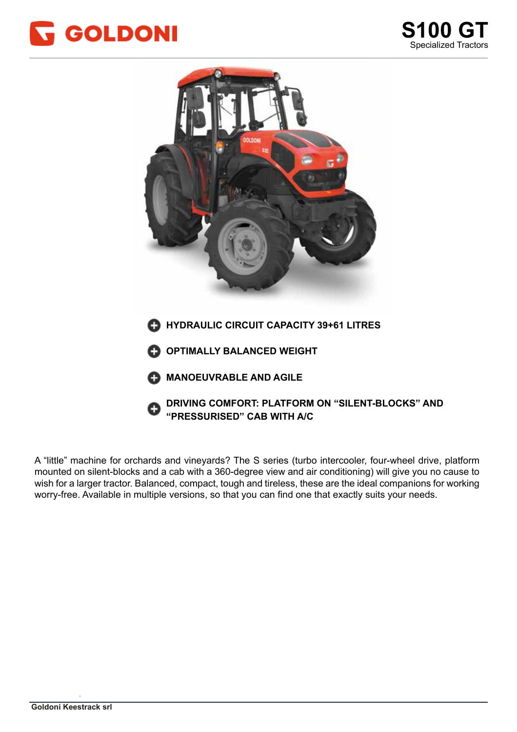# GOLDONI

# S100 GT

Specialized Tractors

- **HYDRAULIC CIRCUIT CAPACITY 39+61 LITRES**
- **OPTIMALLY BALANCED WEIGHT**
- **MANOEUVRABLE AND AGILE**
- **DRIVING COMFORT: PLATFORM ON “SILENT-BLOCKS” AND “PRESSURISED” CAB WITH A/C**

A “little” machine for orchards and vineyards? The S series (turbo intercooler, four-wheel drive, platform mounted on silent-blocks and a cab with a 360-degree view and air conditioning) will give you no cause to wish for a larger tractor. Balanced, compact, tough and tireless, these are the ideal companions for working worry-free. Available in multiple versions, so that you can find one that exactly suits your needs.

**Goldoni Keestrack srl**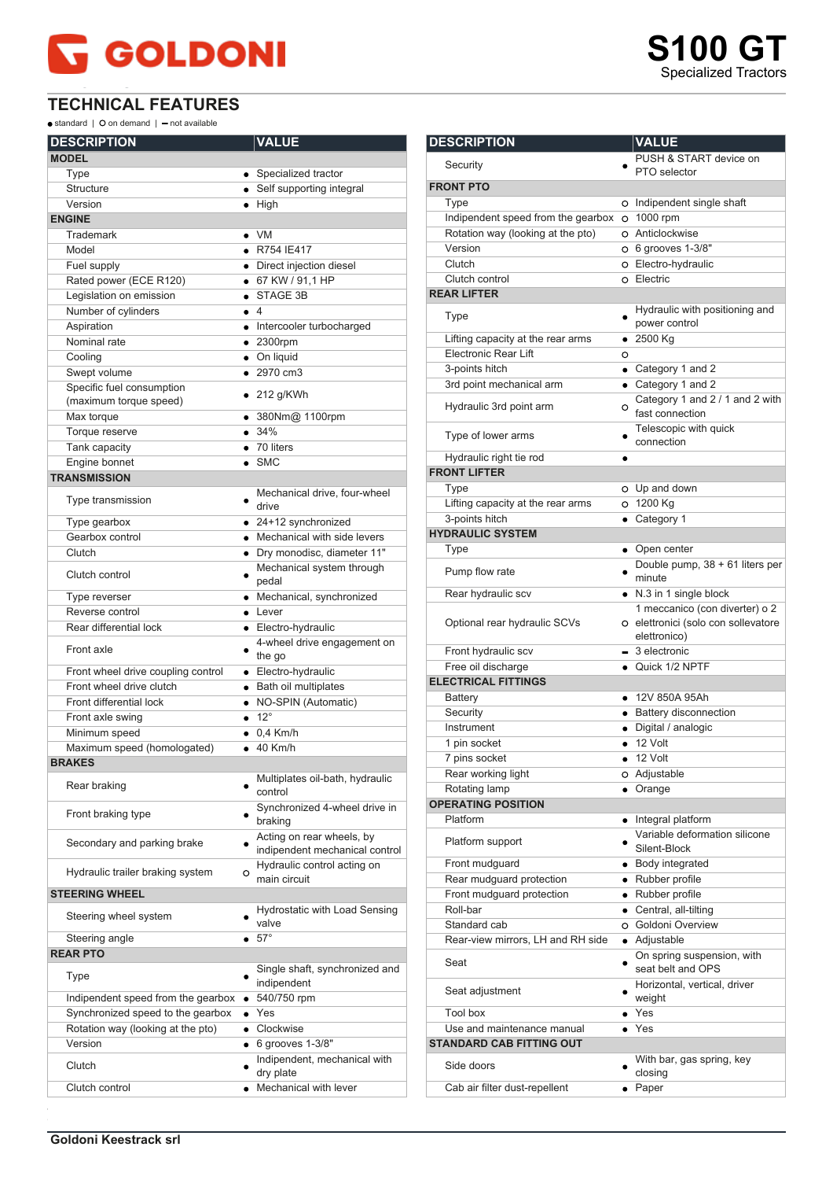# GOLDONI

**S100 GT**
Specialized Tractors

## TECHNICAL FEATURES

● standard | O on demand | — not available

| DESCRIPTION | | VALUE |
|---|---|---|
| **MODEL** | | |
| Type | ● | Specialized tractor |
| Structure | ● | Self supporting integral |
| Version | ● | High |
| **ENGINE** | | |
| Trademark | ● | VM |
| Model | ● | R754 IE417 |
| Fuel supply | ● | Direct injection diesel |
| Rated power (ECE R120) | ● | 67 KW / 91,1 HP |
| Legislation on emission | ● | STAGE 3B |
| Number of cylinders | ● | 4 |
| Aspiration | ● | Intercooler turbocharged |
| Nominal rate | ● | 2300rpm |
| Cooling | ● | On liquid |
| Swept volume | ● | 2970 cm3 |
| Specific fuel consumption (maximum torque speed) | ● | 212 g/KWh |
| Max torque | ● | 380Nm@ 1100rpm |
| Torque reserve | ● | 34% |
| Tank capacity | ● | 70 liters |
| Engine bonnet | ● | SMC |
| **TRANSMISSION** | | |
| Type transmission | ● | Mechanical drive, four-wheel drive |
| Type gearbox | ● | 24+12 synchronized |
| Gearbox control | ● | Mechanical with side levers |
| Clutch | ● | Dry monodisc, diameter 11" |
| Clutch control | ● | Mechanical system through pedal |
| Type reverser | ● | Mechanical, synchronized |
| Reverse control | ● | Lever |
| Rear differential lock | ● | Electro-hydraulic |
| Front axle | ● | 4-wheel drive engagement on the go |
| Front wheel drive coupling control | ● | Electro-hydraulic |
| Front wheel drive clutch | ● | Bath oil multiplates |
| Front differential lock | ● | NO-SPIN (Automatic) |
| Front axle swing | ● | 12° |
| Minimum speed | ● | 0,4 Km/h |
| Maximum speed (homologated) | ● | 40 Km/h |
| **BRAKES** | | |
| Rear braking | ● | Multiplates oil-bath, hydraulic control |
| Front braking type | ● | Synchronized 4-wheel drive in braking |
| Secondary and parking brake | ● | Acting on rear wheels, by independent mechanical control |
| Hydraulic trailer braking system | O | Hydraulic control acting on main circuit |
| **STEERING WHEEL** | | |
| Steering wheel system | ● | Hydrostatic with Load Sensing valve |
| Steering angle | ● | 57° |
| **REAR PTO** | | |
| Type | ● | Single shaft, synchronized and independent |
| Indipendent speed from the gearbox | ● | 540/750 rpm |
| Synchronized speed to the gearbox | ● | Yes |
| Rotation way (looking at the pto) | ● | Clockwise |
| Version | ● | 6 grooves 1-3/8" |
| Clutch | ● | Indipendent, mechanical with dry plate |
| Clutch control | ● | Mechanical with lever |

| DESCRIPTION | | VALUE |
|---|---|---|
| Security | ● | PUSH & START device on PTO selector |
| **FRONT PTO** | | |
| Type | O | Independent single shaft |
| Indipendent speed from the gearbox | O | 1000 rpm |
| Rotation way (looking at the pto) | O | Anticlockwise |
| Version | O | 6 grooves 1-3/8" |
| Clutch | O | Electro-hydraulic |
| Clutch control | O | Electric |
| **REAR LIFTER** | | |
| Type | ● | Hydraulic with positioning and power control |
| Lifting capacity at the rear arms | ● | 2500 Kg |
| Electronic Rear Lift | O | |
| 3-points hitch | ● | Category 1 and 2 |
| 3rd point mechanical arm | ● | Category 1 and 2 |
| Hydraulic 3rd point arm | O | Category 1 and 2 / 1 and 2 with fast connection |
| Type of lower arms | ● | Telescopic with quick connection |
| Hydraulic right tie rod | ● | |
| **FRONT LIFTER** | | |
| Type | O | Up and down |
| Lifting capacity at the rear arms | O | 1200 Kg |
| 3-points hitch | ● | Category 1 |
| **HYDRAULIC SYSTEM** | | |
| Type | ● | Open center |
| Pump flow rate | ● | Double pump, 38 + 61 liters per minute |
| Rear hydraulic scv | ● | N.3 in 1 single block |
| Optional rear hydraulic SCVs | O | 1 meccanico (con diverter) o 2 elettronici (solo con sollevatore elettronico) |
| Front hydraulic scv | — | 3 electronic |
| Free oil discharge | ● | Quick 1/2 NPTF |
| **ELECTRICAL FITTINGS** | | |
| Battery | ● | 12V 850A 95Ah |
| Security | ● | Battery disconnection |
| Instrument | ● | Digital / analogic |
| 1 pin socket | ● | 12 Volt |
| 7 pins socket | ● | 12 Volt |
| Rear working light | O | Adjustable |
| Rotating lamp | ● | Orange |
| **OPERATING POSITION** | | |
| Platform | ● | Integral platform |
| Platform support | ● | Variable deformation silicone Silent-Block |
| Front mudguard | ● | Body integrated |
| Rear mudguard protection | ● | Rubber profile |
| Front mudguard protection | ● | Rubber profile |
| Roll-bar | ● | Central, all-tilting |
| Standard cab | O | Goldoni Overview |
| Rear-view mirrors, LH and RH side | ● | Adjustable |
| Seat | ● | On spring suspension, with seat belt and OPS |
| Seat adjustment | ● | Horizontal, vertical, driver weight |
| Tool box | ● | Yes |
| Use and maintenance manual | ● | Yes |
| **STANDARD CAB FITTING OUT** | | |
| Side doors | ● | With bar, gas spring, key closing |
| Cab air filter dust-repellent | ● | Paper |

**Goldoni Keestrack srl**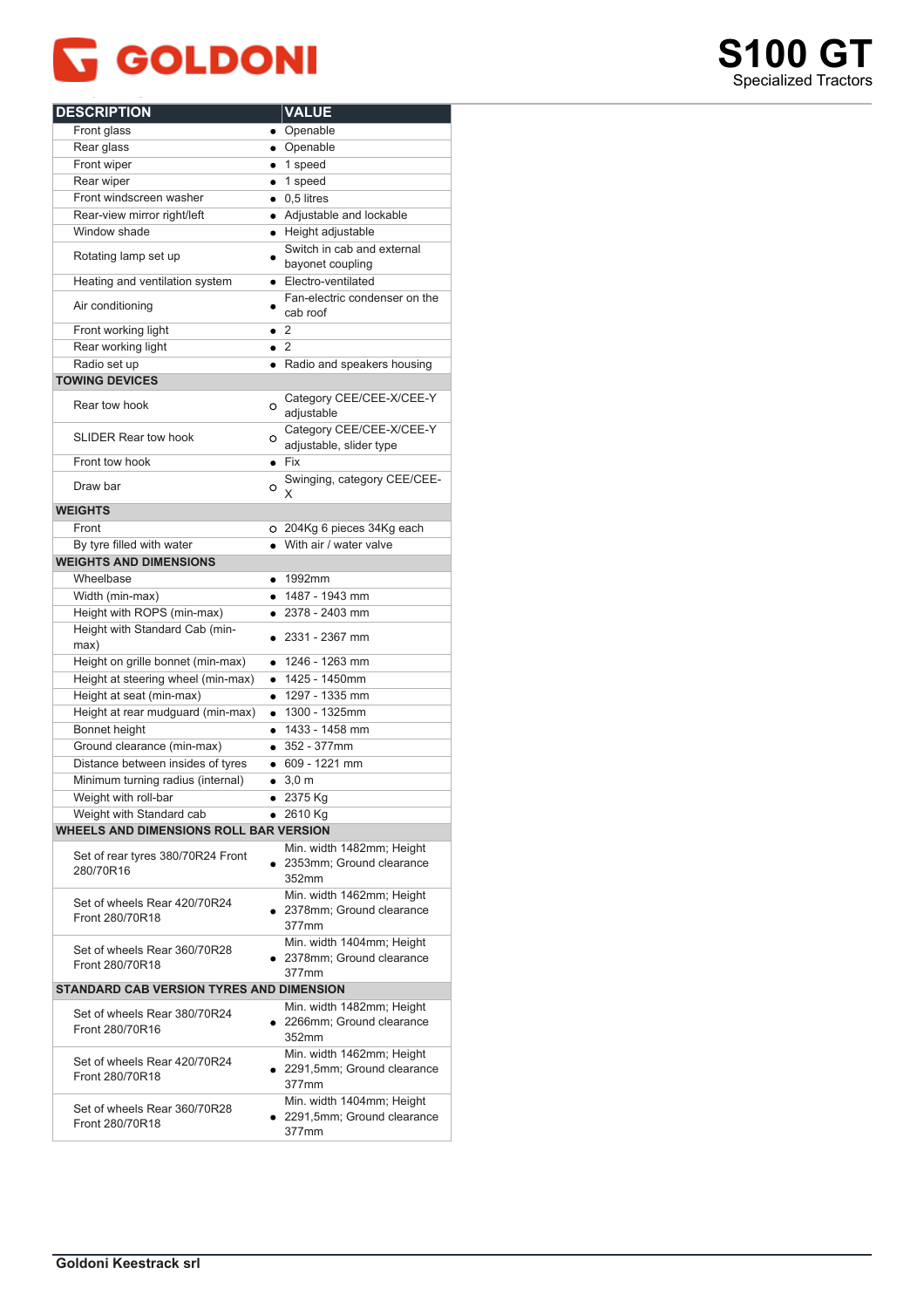| DESCRIPTION | VALUE |
|---|---|
| Front glass | ● Openable |
| Rear glass | ● Openable |
| Front wiper | ● 1 speed |
| Rear wiper | ● 1 speed |
| Front windscreen washer | ● 0,5 litres |
| Rear-view mirror right/left | ● Adjustable and lockable |
| Window shade | ● Height adjustable |
| Rotating lamp set up | ● Switch in cab and external bayonet coupling |
| Heating and ventilation system | ● Electro-ventilated |
| Air conditioning | ● Fan-electric condenser on the cab roof |
| Front working light | ● 2 |
| Rear working light | ● 2 |
| Radio set up | ● Radio and speakers housing |
| **TOWING DEVICES** | |
| Rear tow hook | ○ Category CEE/CEE-X/CEE-Y adjustable |
| SLIDER Rear tow hook | ○ Category CEE/CEE-X/CEE-Y adjustable, slider type |
| Front tow hook | ● Fix |
| Draw bar | ○ Swinging, category CEE/CEE-X |
| **WEIGHTS** | |
| Front | ○ 204Kg 6 pieces 34Kg each |
| By tyre filled with water | ● With air / water valve |
| **WEIGHTS AND DIMENSIONS** | |
| Wheelbase | ● 1992mm |
| Width (min-max) | ● 1487 - 1943 mm |
| Height with ROPS (min-max) | ● 2378 - 2403 mm |
| Height with Standard Cab (min-max) | ● 2331 - 2367 mm |
| Height on grille bonnet (min-max) | ● 1246 - 1263 mm |
| Height at steering wheel (min-max) | ● 1425 - 1450mm |
| Height at seat (min-max) | ● 1297 - 1335 mm |
| Height at rear mudguard (min-max) | ● 1300 - 1325mm |
| Bonnet height | ● 1433 - 1458 mm |
| Ground clearance (min-max) | ● 352 - 377mm |
| Distance between insides of tyres | ● 609 - 1221 mm |
| Minimum turning radius (internal) | ● 3,0 m |
| Weight with roll-bar | ● 2375 Kg |
| Weight with Standard cab | ● 2610 Kg |
| **WHEELS AND DIMENSIONS ROLL BAR VERSION** | |
| Set of rear tyres 380/70R24 Front 280/70R16 | ● Min. width 1482mm; Height 2353mm; Ground clearance 352mm |
| Set of wheels Rear 420/70R24 Front 280/70R18 | ● Min. width 1462mm; Height 2378mm; Ground clearance 377mm |
| Set of wheels Rear 360/70R28 Front 280/70R18 | ● Min. width 1404mm; Height 2378mm; Ground clearance 377mm |
| **STANDARD CAB VERSION TYRES AND DIMENSION** | |
| Set of wheels Rear 380/70R24 Front 280/70R16 | ● Min. width 1482mm; Height 2266mm; Ground clearance 352mm |
| Set of wheels Rear 420/70R24 Front 280/70R18 | ● Min. width 1462mm; Height 2291,5mm; Ground clearance 377mm |
| Set of wheels Rear 360/70R28 Front 280/70R18 | ● Min. width 1404mm; Height 2291,5mm; Ground clearance 377mm |